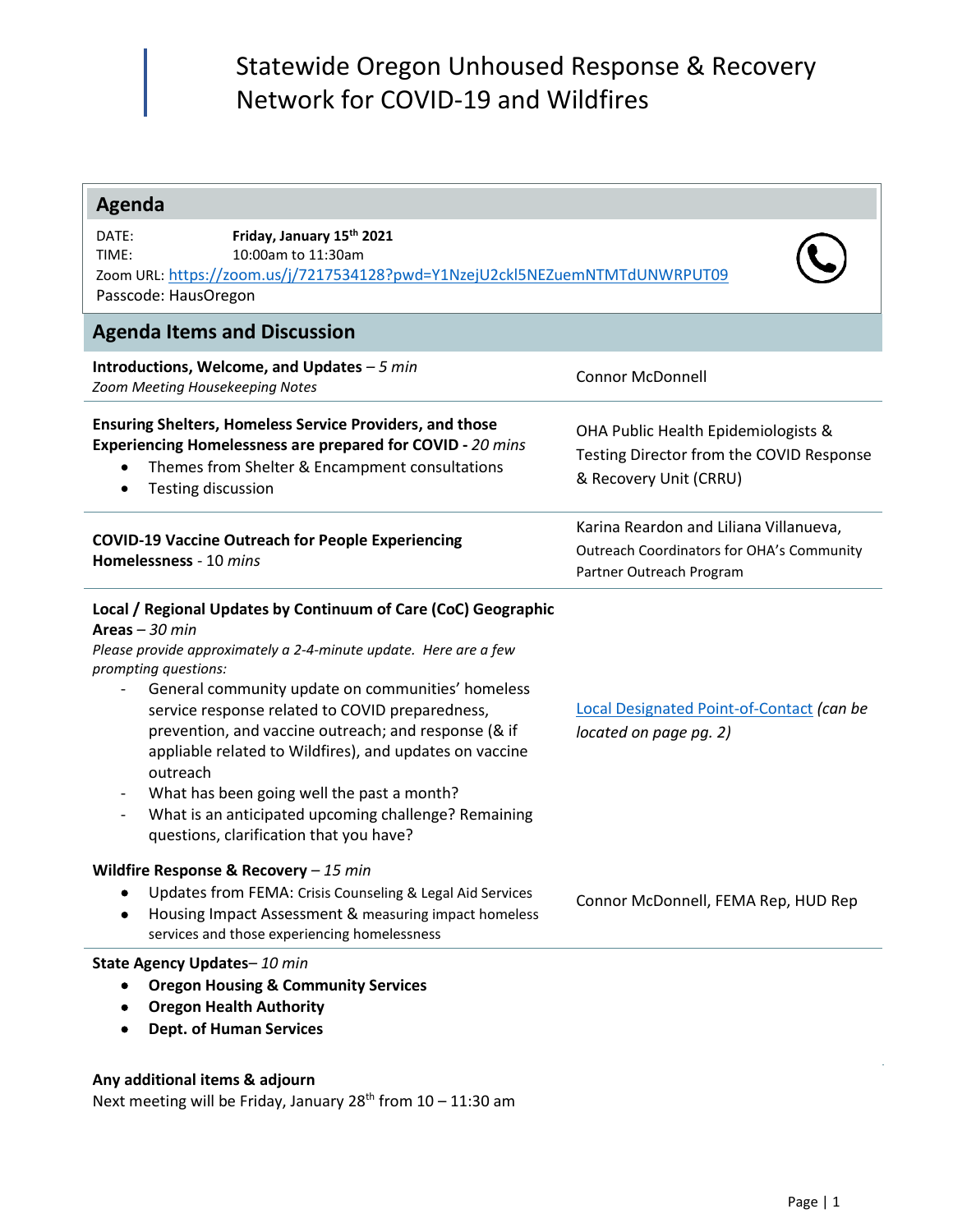# Statewide Oregon Unhoused Response & Recovery Network for COVID-19 and Wildfires

## Agenda

DATE: **Friday, January 15th 2021**
TIME: 10:00am to 11:30am
Zoom URL: https://zoom.us/j/7217534128?pwd=Y1NzejU2ckl5NEZuemNTMTdUNWRPUT09
Passcode: HausOregon

## Agenda Items and Discussion

| Item | Presenter |
| --- | --- |
| **Introductions, Welcome, and Updates** – *5 min*<br>*Zoom Meeting Housekeeping Notes* | Connor McDonnell |
| **Ensuring Shelters, Homeless Service Providers, and those Experiencing Homelessness are prepared for COVID** - *20 mins*<br>• Themes from Shelter & Encampment consultations<br>• Testing discussion | OHA Public Health Epidemiologists & Testing Director from the COVID Response & Recovery Unit (CRRU) |
| **COVID-19 Vaccine Outreach for People Experiencing Homelessness** - 10 *mins* | Karina Reardon and Liliana Villanueva, Outreach Coordinators for OHA's Community Partner Outreach Program |
| **Local / Regional Updates by Continuum of Care (CoC) Geographic Areas** – *30 min*<br>*Please provide approximately a 2-4-minute update. Here are a few prompting questions:*<br>- General community update on communities' homeless service response related to COVID preparedness, prevention, and vaccine outreach; and response (& if appliable related to Wildfires), and updates on vaccine outreach<br>- What has been going well the past a month?<br>- What is an anticipated upcoming challenge? Remaining questions, clarification that you have? | Local Designated Point-of-Contact *(can be located on page pg. 2)* |
| **Wildfire Response & Recovery** – *15 min*<br>• Updates from FEMA: Crisis Counseling & Legal Aid Services<br>• Housing Impact Assessment & measuring impact homeless services and those experiencing homelessness | Connor McDonnell, FEMA Rep, HUD Rep |

**State Agency Updates**– *10 min*

- **Oregon Housing & Community Services**
- **Oregon Health Authority**
- **Dept. of Human Services**

**Any additional items & adjourn**

Next meeting will be Friday, January 28th from 10 – 11:30 am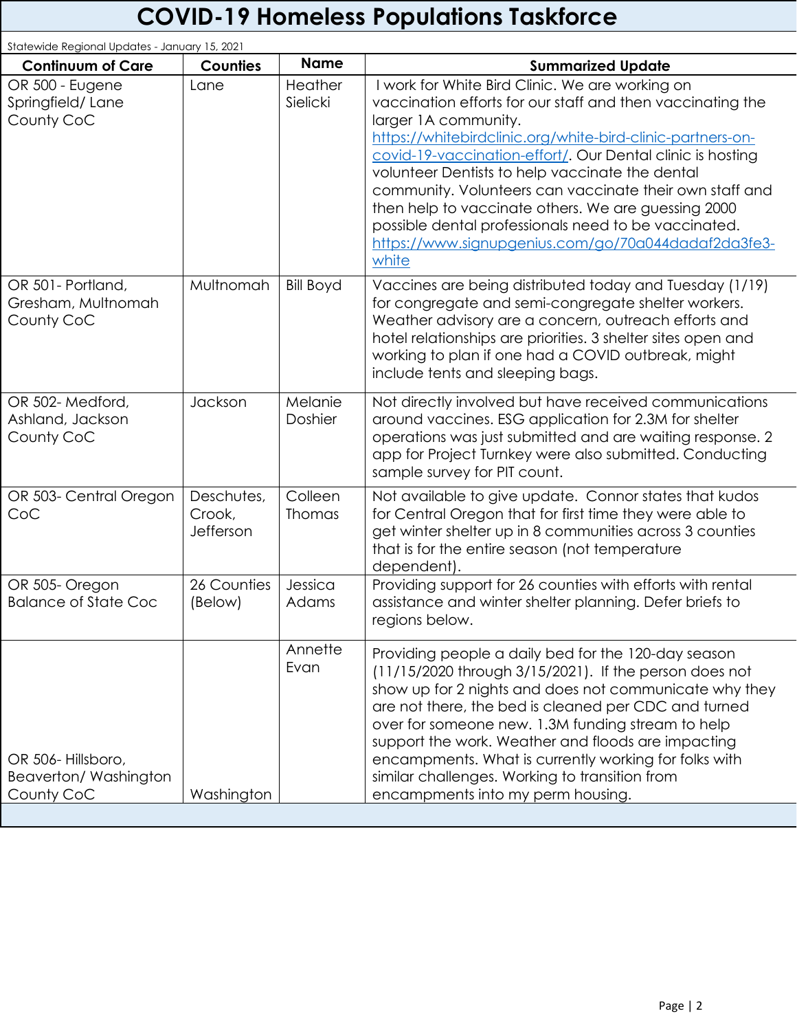# COVID-19 Homeless Populations Taskforce

Statewide Regional Updates - January 15, 2021

| Continuum of Care | Counties | Name | Summarized Update |
|---|---|---|---|
| OR 500 - Eugene Springfield/ Lane County CoC | Lane | Heather Sielicki | I work for White Bird Clinic. We are working on vaccination efforts for our staff and then vaccinating the larger 1A community. [https://whitebirdclinic.org/white-bird-clinic-partners-on-covid-19-vaccination-effort/](https://whitebirdclinic.org/white-bird-clinic-partners-on-covid-19-vaccination-effort/). Our Dental clinic is hosting volunteer Dentists to help vaccinate the dental community. Volunteers can vaccinate their own staff and then help to vaccinate others. We are guessing 2000 possible dental professionals need to be vaccinated. [https://www.signupgenius.com/go/70a044dadaf2da3fe3-white](https://www.signupgenius.com/go/70a044dadaf2da3fe3-white) |
| OR 501- Portland, Gresham, Multnomah County CoC | Multnomah | Bill Boyd | Vaccines are being distributed today and Tuesday (1/19) for congregate and semi-congregate shelter workers. Weather advisory are a concern, outreach efforts and hotel relationships are priorities. 3 shelter sites open and working to plan if one had a COVID outbreak, might include tents and sleeping bags. |
| OR 502- Medford, Ashland, Jackson County CoC | Jackson | Melanie Doshier | Not directly involved but have received communications around vaccines. ESG application for 2.3M for shelter operations was just submitted and are waiting response. 2 app for Project Turnkey were also submitted. Conducting sample survey for PIT count. |
| OR 503- Central Oregon CoC | Deschutes, Crook, Jefferson | Colleen Thomas | Not available to give update. Connor states that kudos for Central Oregon that for first time they were able to get winter shelter up in 8 communities across 3 counties that is for the entire season (not temperature dependent). |
| OR 505- Oregon Balance of State Coc | 26 Counties (Below) | Jessica Adams | Providing support for 26 counties with efforts with rental assistance and winter shelter planning. Defer briefs to regions below. |
| OR 506- Hillsboro, Beaverton/ Washington County CoC | Washington | Annette Evan | Providing people a daily bed for the 120-day season (11/15/2020 through 3/15/2021). If the person does not show up for 2 nights and does not communicate why they are not there, the bed is cleaned per CDC and turned over for someone new. 1.3M funding stream to help support the work. Weather and floods are impacting encampments. What is currently working for folks with similar challenges. Working to transition from encampments into my perm housing. |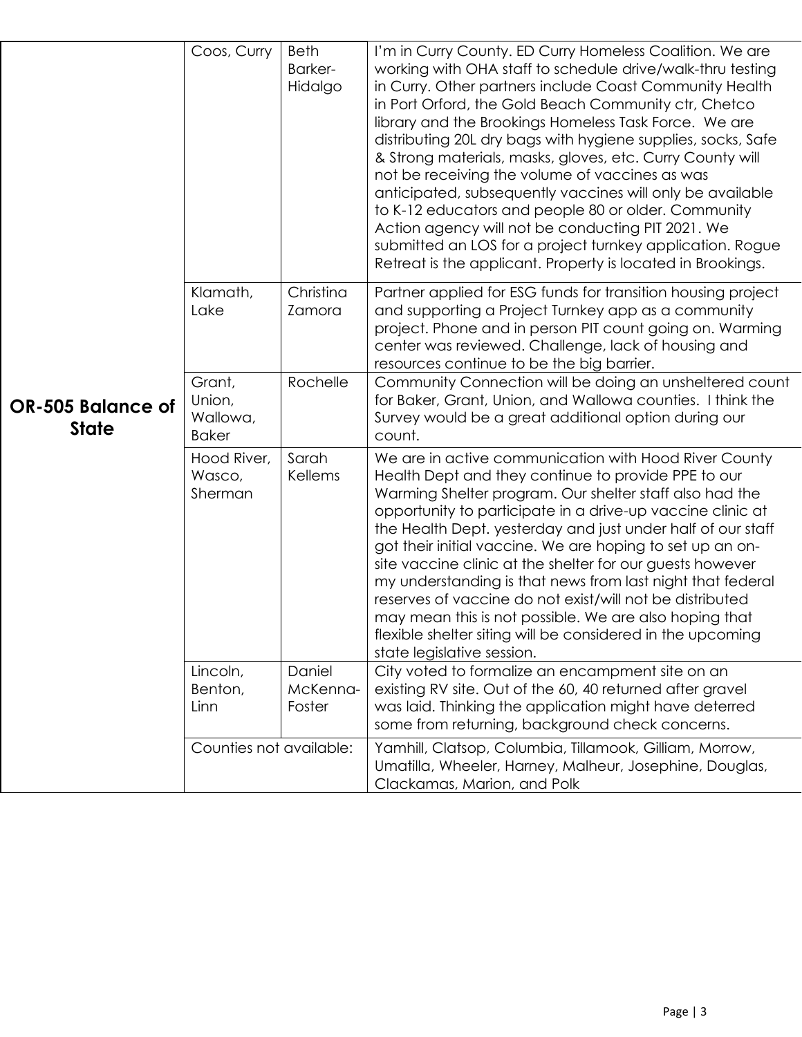| | | | |
|---|---|---|---|
| **OR-505 Balance of State** | Coos, Curry | Beth Barker-Hidalgo | I'm in Curry County. ED Curry Homeless Coalition. We are working with OHA staff to schedule drive/walk-thru testing in Curry. Other partners include Coast Community Health in Port Orford, the Gold Beach Community ctr, Chetco library and the Brookings Homeless Task Force. We are distributing 20L dry bags with hygiene supplies, socks, Safe & Strong materials, masks, gloves, etc. Curry County will not be receiving the volume of vaccines as was anticipated, subsequently vaccines will only be available to K-12 educators and people 80 or older. Community Action agency will not be conducting PIT 2021. We submitted an LOS for a project turnkey application. Rogue Retreat is the applicant. Property is located in Brookings. |
| | Klamath, Lake | Christina Zamora | Partner applied for ESG funds for transition housing project and supporting a Project Turnkey app as a community project. Phone and in person PIT count going on. Warming center was reviewed. Challenge, lack of housing and resources continue to be the big barrier. |
| | Grant, Union, Wallowa, Baker | Rochelle | Community Connection will be doing an unsheltered count for Baker, Grant, Union, and Wallowa counties. I think the Survey would be a great additional option during our count. |
| | Hood River, Wasco, Sherman | Sarah Kellems | We are in active communication with Hood River County Health Dept and they continue to provide PPE to our Warming Shelter program. Our shelter staff also had the opportunity to participate in a drive-up vaccine clinic at the Health Dept. yesterday and just under half of our staff got their initial vaccine. We are hoping to set up an on-site vaccine clinic at the shelter for our guests however my understanding is that news from last night that federal reserves of vaccine do not exist/will not be distributed may mean this is not possible. We are also hoping that flexible shelter siting will be considered in the upcoming state legislative session. |
| | Lincoln, Benton, Linn | Daniel McKenna-Foster | City voted to formalize an encampment site on an existing RV site. Out of the 60, 40 returned after gravel was laid. Thinking the application might have deterred some from returning, background check concerns. |
| | Counties not available: | | Yamhill, Clatsop, Columbia, Tillamook, Gilliam, Morrow, Umatilla, Wheeler, Harney, Malheur, Josephine, Douglas, Clackamas, Marion, and Polk |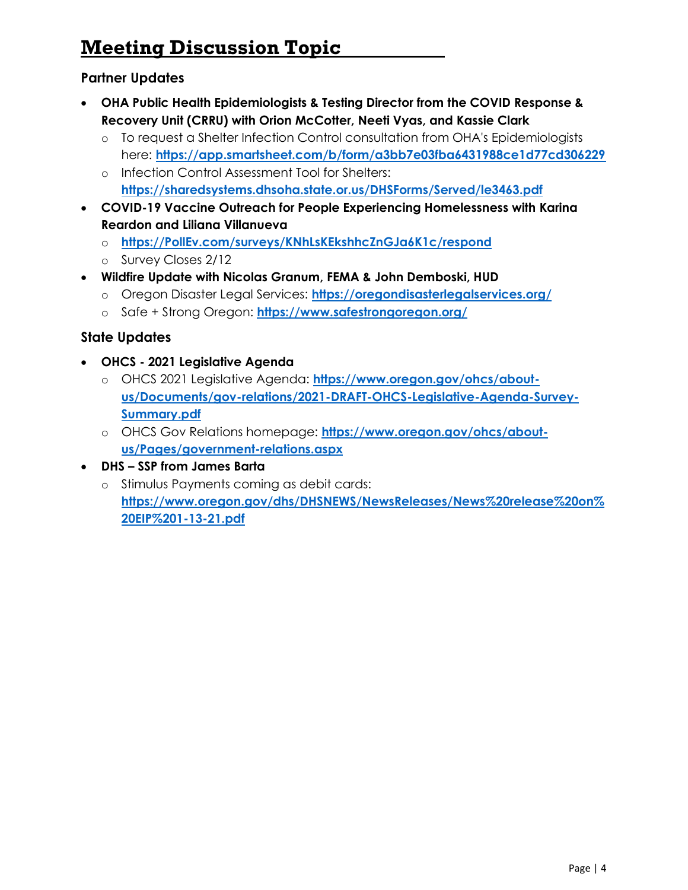# Meeting Discussion Topic

### Partner Updates

- **OHA Public Health Epidemiologists & Testing Director from the COVID Response & Recovery Unit (CRRU) with Orion McCotter, Neeti Vyas, and Kassie Clark**
  - To request a Shelter Infection Control consultation from OHA's Epidemiologists here: **https://app.smartsheet.com/b/form/a3bb7e03fba6431988ce1d77cd306229**
  - Infection Control Assessment Tool for Shelters: **https://sharedsystems.dhsoha.state.or.us/DHSForms/Served/le3463.pdf**
- **COVID-19 Vaccine Outreach for People Experiencing Homelessness with Karina Reardon and Liliana Villanueva**
  - **https://PollEv.com/surveys/KNhLsKEkshhcZnGJa6K1c/respond**
  - Survey Closes 2/12
- **Wildfire Update with Nicolas Granum, FEMA & John Demboski, HUD**
  - Oregon Disaster Legal Services: **https://oregondisasterlegalservices.org/**
  - Safe + Strong Oregon: **https://www.safestrongoregon.org/**

### State Updates

- **OHCS - 2021 Legislative Agenda**
  - OHCS 2021 Legislative Agenda: **https://www.oregon.gov/ohcs/about-us/Documents/gov-relations/2021-DRAFT-OHCS-Legislative-Agenda-Survey-Summary.pdf**
  - OHCS Gov Relations homepage: **https://www.oregon.gov/ohcs/about-us/Pages/government-relations.aspx**
- **DHS – SSP from James Barta**
  - Stimulus Payments coming as debit cards: **https://www.oregon.gov/dhs/DHSNEWS/NewsReleases/News%20release%20on%20EIP%201-13-21.pdf**